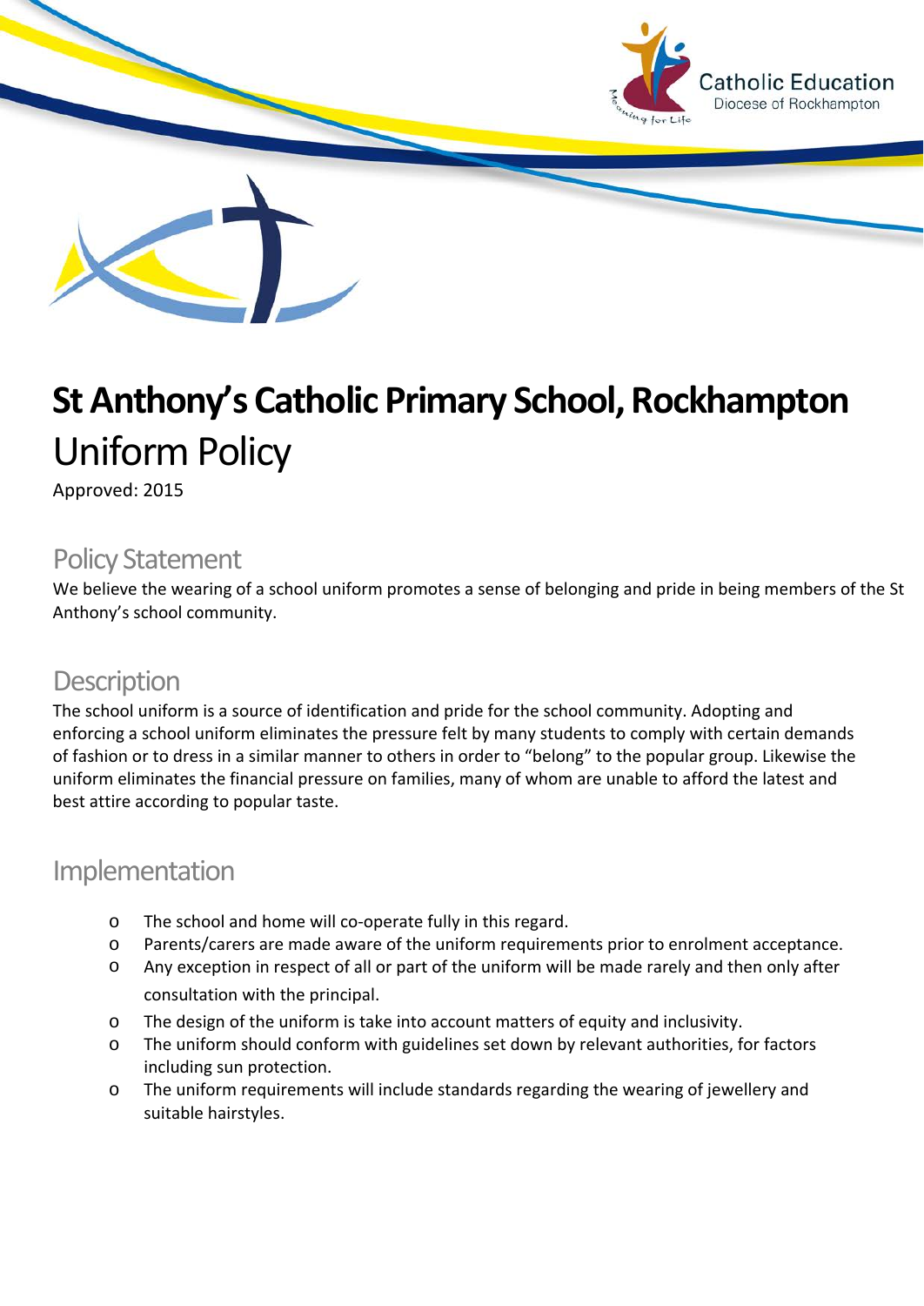# St Anthony's Catholic Primary School, Rockhampton

## Uniform Policy

Approved: 2015

### Policy Statement

We believe the wearing of a school uniform promotes a sense of belonging and pride in being members of the St Anthony's school community.

### Description

The school uniform is a source of identification and pride for the school community. Adopting and enforcing a school uniform eliminates the pressure felt by many students to comply with certain demands of fashion or to dress in a similar manner to others in order to "belong" to the popular group. Likewise the uniform eliminates the financial pressure on families, many of whom are unable to afford the latest and best attire according to popular taste.

### Implementation

- The school and home will co-operate fully in this regard.
- Parents/carers are made aware of the uniform requirements prior to enrolment acceptance.
- Any exception in respect of all or part of the uniform will be made rarely and then only after consultation with the principal.
- The design of the uniform is take into account matters of equity and inclusivity.
- The uniform should conform with guidelines set down by relevant authorities, for factors including sun protection.
- The uniform requirements will include standards regarding the wearing of jewellery and suitable hairstyles.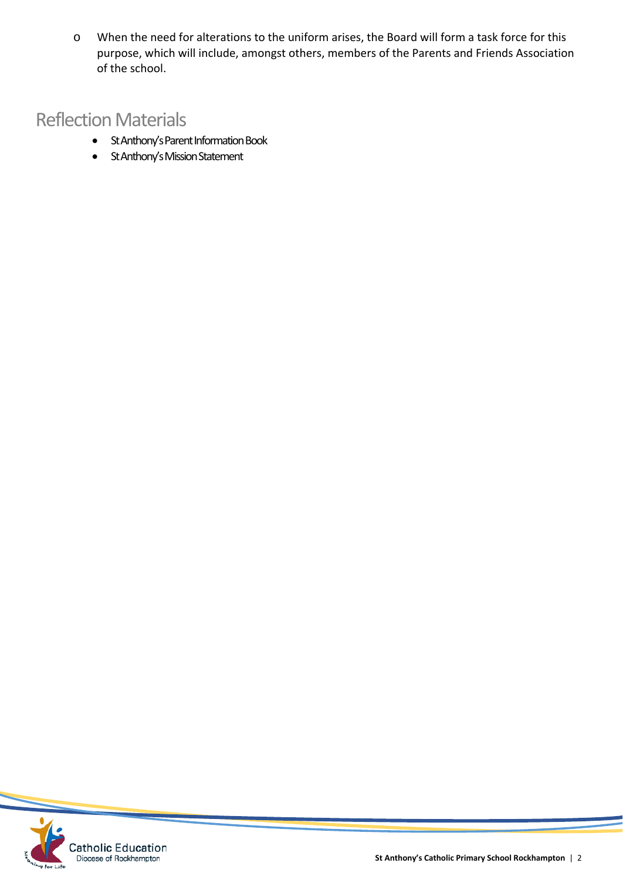- When the need for alterations to the uniform arises, the Board will form a task force for this purpose, which will include, amongst others, members of the Parents and Friends Association of the school.

## Reflection Materials

- St Anthony's Parent Information Book
- St Anthony's Mission Statement